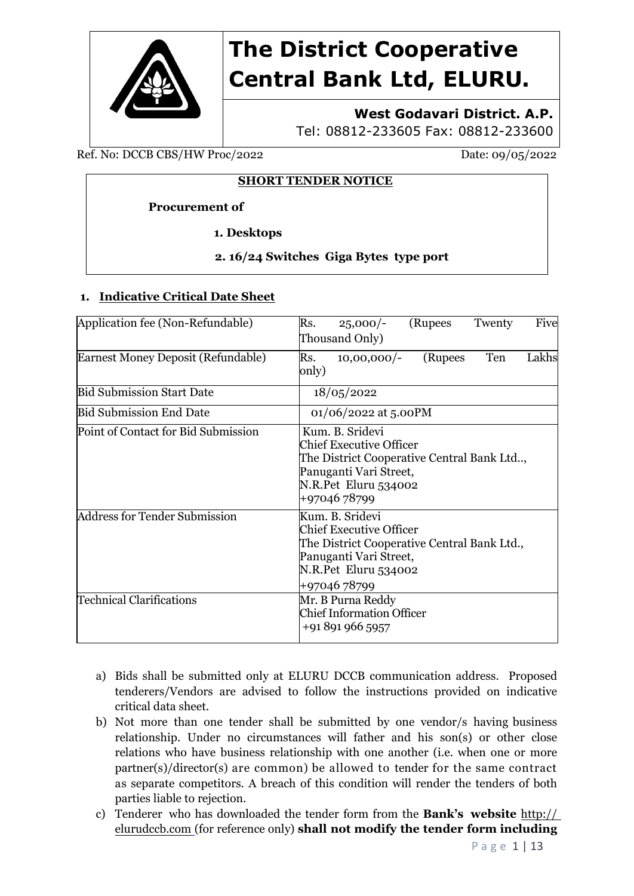# The District Cooperative Central Bank Ltd, ELURU.

**West Godavari District. A.P.**

Tel: 08812-233605 Fax: 08812-233600

Ref. No: DCCB CBS/HW Proc/2022 Date: 09/05/2022

**SHORT TENDER NOTICE**

**Procurement of**

**1. Desktops**

**2. 16/24 Switches Giga Bytes type port**

## 1. Indicative Critical Date Sheet

| Application fee (Non-Refundable) | Rs. 25,000/- (Rupees Twenty Five Thousand Only) |
|---|---|
| Earnest Money Deposit (Refundable) | Rs. 10,00,000/- (Rupees Ten Lakhs only) |
| Bid Submission Start Date | 18/05/2022 |
| Bid Submission End Date | 01/06/2022 at 5.00PM |
| Point of Contact for Bid Submission | Kum. B. Sridevi<br>Chief Executive Officer<br>The District Cooperative Central Bank Ltd..,<br>Panuganti Vari Street,<br>N.R.Pet Eluru 534002<br>+97046 78799 |
| Address for Tender Submission | Kum. B. Sridevi<br>Chief Executive Officer<br>The District Cooperative Central Bank Ltd.,<br>Panuganti Vari Street,<br>N.R.Pet Eluru 534002<br>+97046 78799 |
| Technical Clarifications | Mr. B Purna Reddy<br>Chief Information Officer<br>+91 891 966 5957 |

a) Bids shall be submitted only at ELURU DCCB communication address. Proposed tenderers/Vendors are advised to follow the instructions provided on indicative critical data sheet.

b) Not more than one tender shall be submitted by one vendor/s having business relationship. Under no circumstances will father and his son(s) or other close relations who have business relationship with one another (i.e. when one or more partner(s)/director(s) are common) be allowed to tender for the same contract as separate competitors. A breach of this condition will render the tenders of both parties liable to rejection.

c) Tenderer who has downloaded the tender form from the **Bank's website** http:// elurudccb.com (for reference only) **shall not modify the tender form including**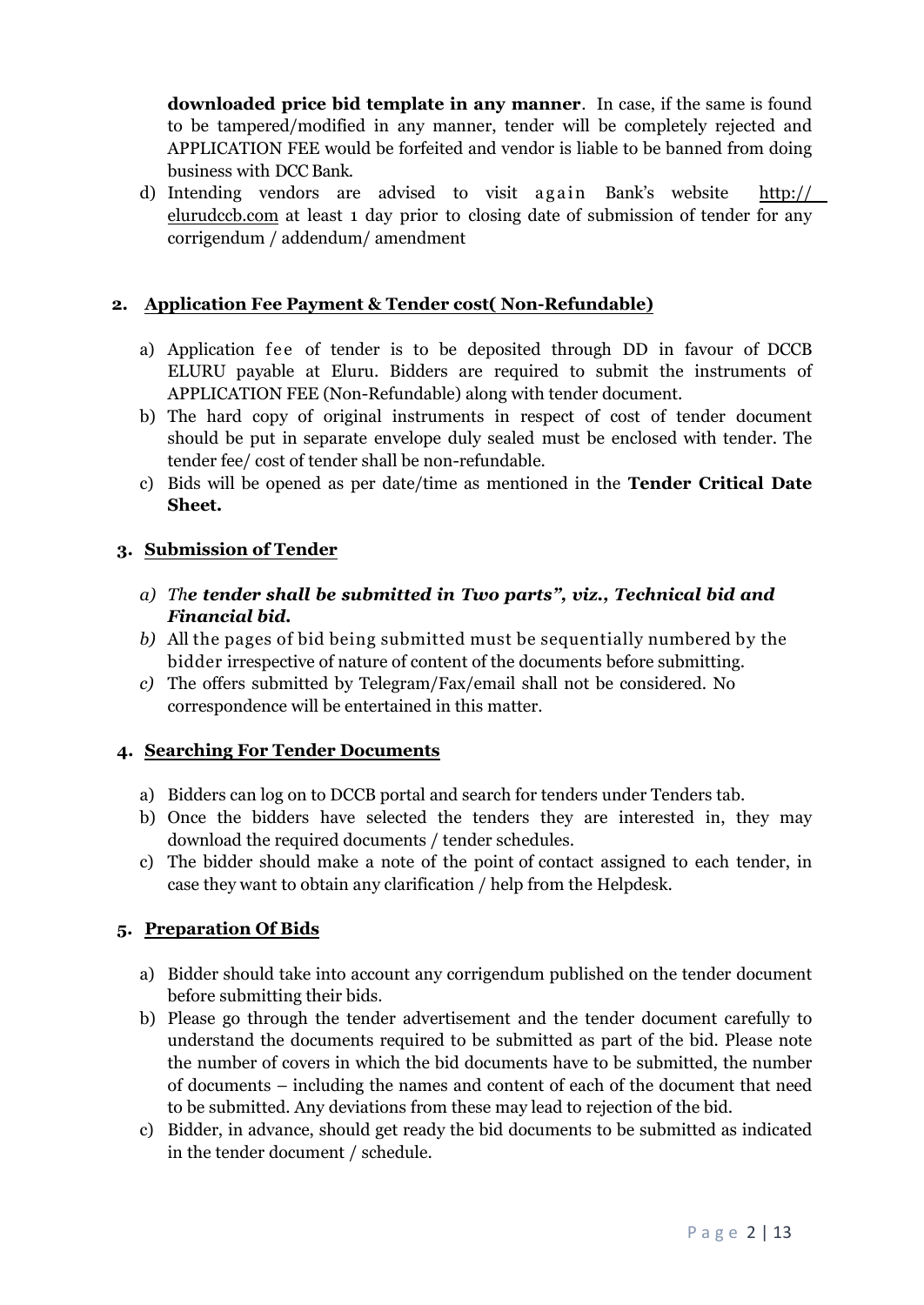**downloaded price bid template in any manner**. In case, if the same is found to be tampered/modified in any manner, tender will be completely rejected and APPLICATION FEE would be forfeited and vendor is liable to be banned from doing business with DCC Bank.

d) Intending vendors are advised to visit again Bank's website http:// elurudccb.com at least 1 day prior to closing date of submission of tender for any corrigendum / addendum/ amendment

## 2. Application Fee Payment & Tender cost( Non-Refundable)

a) Application fee of tender is to be deposited through DD in favour of DCCB ELURU payable at Eluru. Bidders are required to submit the instruments of APPLICATION FEE (Non-Refundable) along with tender document.

b) The hard copy of original instruments in respect of cost of tender document should be put in separate envelope duly sealed must be enclosed with tender. The tender fee/ cost of tender shall be non-refundable.

c) Bids will be opened as per date/time as mentioned in the **Tender Critical Date Sheet.**

## 3. Submission of Tender

a) ***The tender shall be submitted in Two parts", viz., Technical bid and Financial bid.***

b) All the pages of bid being submitted must be sequentially numbered by the bidder irrespective of nature of content of the documents before submitting.

c) The offers submitted by Telegram/Fax/email shall not be considered. No correspondence will be entertained in this matter.

## 4. Searching For Tender Documents

a) Bidders can log on to DCCB portal and search for tenders under Tenders tab.

b) Once the bidders have selected the tenders they are interested in, they may download the required documents / tender schedules.

c) The bidder should make a note of the point of contact assigned to each tender, in case they want to obtain any clarification / help from the Helpdesk.

## 5. Preparation Of Bids

a) Bidder should take into account any corrigendum published on the tender document before submitting their bids.

b) Please go through the tender advertisement and the tender document carefully to understand the documents required to be submitted as part of the bid. Please note the number of covers in which the bid documents have to be submitted, the number of documents – including the names and content of each of the document that need to be submitted. Any deviations from these may lead to rejection of the bid.

c) Bidder, in advance, should get ready the bid documents to be submitted as indicated in the tender document / schedule.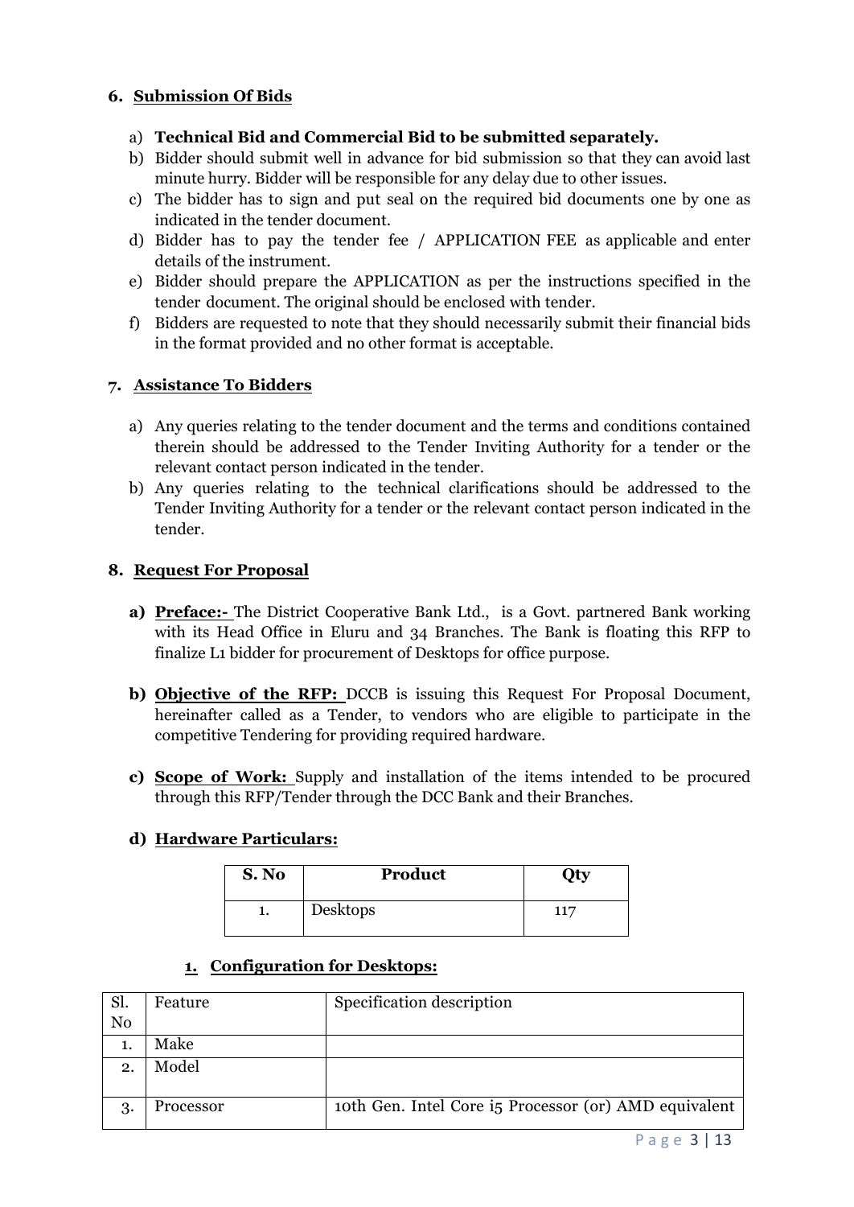## 6. Submission Of Bids

a) **Technical Bid and Commercial Bid to be submitted separately.**
b) Bidder should submit well in advance for bid submission so that they can avoid last minute hurry. Bidder will be responsible for any delay due to other issues.
c) The bidder has to sign and put seal on the required bid documents one by one as indicated in the tender document.
d) Bidder has to pay the tender fee / APPLICATION FEE as applicable and enter details of the instrument.
e) Bidder should prepare the APPLICATION as per the instructions specified in the tender document. The original should be enclosed with tender.
f) Bidders are requested to note that they should necessarily submit their financial bids in the format provided and no other format is acceptable.

## 7. Assistance To Bidders

a) Any queries relating to the tender document and the terms and conditions contained therein should be addressed to the Tender Inviting Authority for a tender or the relevant contact person indicated in the tender.
b) Any queries relating to the technical clarifications should be addressed to the Tender Inviting Authority for a tender or the relevant contact person indicated in the tender.

## 8. Request For Proposal

**a) Preface:-** The District Cooperative Bank Ltd., is a Govt. partnered Bank working with its Head Office in Eluru and 34 Branches. The Bank is floating this RFP to finalize L1 bidder for procurement of Desktops for office purpose.

**b) Objective of the RFP:** DCCB is issuing this Request For Proposal Document, hereinafter called as a Tender, to vendors who are eligible to participate in the competitive Tendering for providing required hardware.

**c) Scope of Work:** Supply and installation of the items intended to be procured through this RFP/Tender through the DCC Bank and their Branches.

**d) Hardware Particulars:**

| S. No | Product | Qty |
|---|---|---|
| 1. | Desktops | 117 |

### 1. Configuration for Desktops:

| Sl. No | Feature | Specification description |
|---|---|---|
| 1. | Make | |
| 2. | Model | |
| 3. | Processor | 10th Gen. Intel Core i5 Processor (or) AMD equivalent |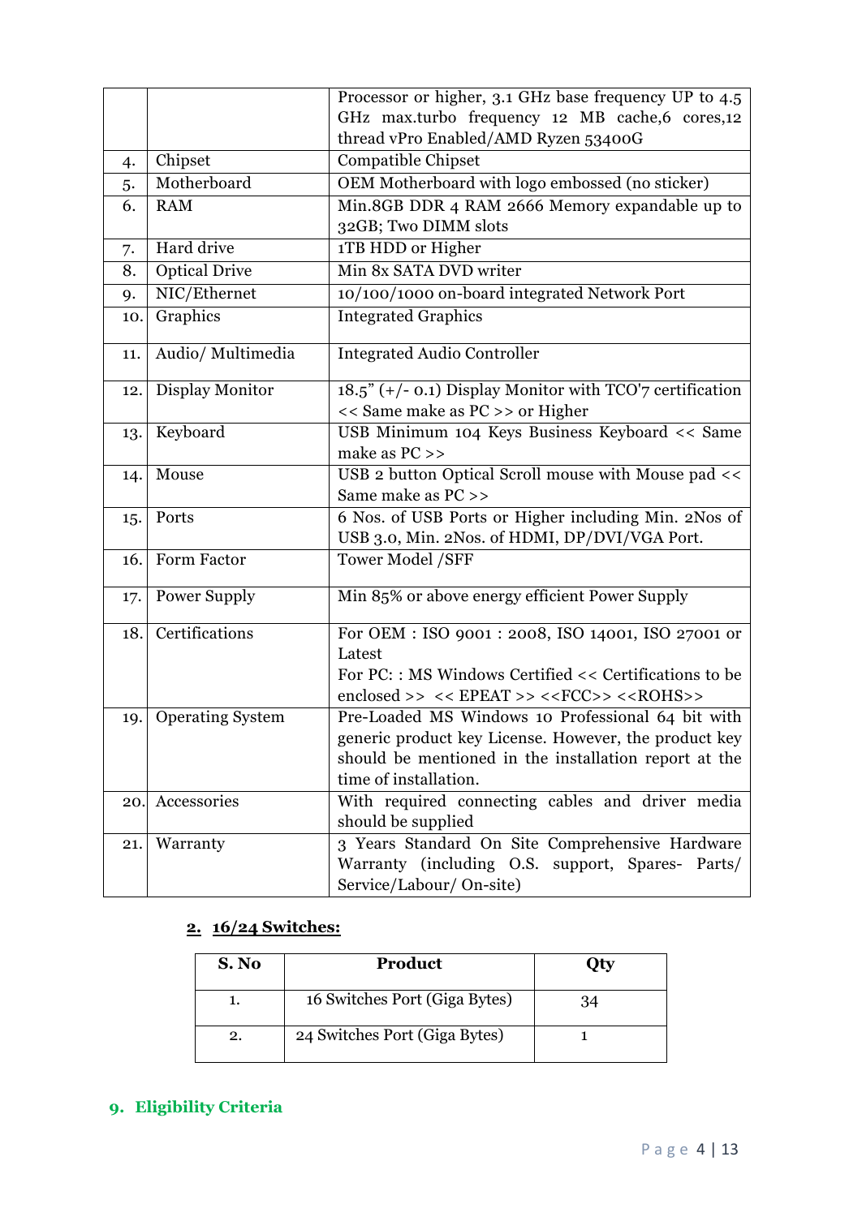| | | |
|---|---|---|
| | | Processor or higher, 3.1 GHz base frequency UP to 4.5 GHz max.turbo frequency 12 MB cache,6 cores,12 thread vPro Enabled/AMD Ryzen 53400G |
| 4. | Chipset | Compatible Chipset |
| 5. | Motherboard | OEM Motherboard with logo embossed (no sticker) |
| 6. | RAM | Min.8GB DDR 4 RAM 2666 Memory expandable up to 32GB; Two DIMM slots |
| 7. | Hard drive | 1TB HDD or Higher |
| 8. | Optical Drive | Min 8x SATA DVD writer |
| 9. | NIC/Ethernet | 10/100/1000 on-board integrated Network Port |
| 10. | Graphics | Integrated Graphics |
| 11. | Audio/ Multimedia | Integrated Audio Controller |
| 12. | Display Monitor | 18.5" (+/- 0.1) Display Monitor with TCO'7 certification << Same make as PC >> or Higher |
| 13. | Keyboard | USB Minimum 104 Keys Business Keyboard << Same make as PC >> |
| 14. | Mouse | USB 2 button Optical Scroll mouse with Mouse pad << Same make as PC >> |
| 15. | Ports | 6 Nos. of USB Ports or Higher including Min. 2Nos of USB 3.0, Min. 2Nos. of HDMI, DP/DVI/VGA Port. |
| 16. | Form Factor | Tower Model /SFF |
| 17. | Power Supply | Min 85% or above energy efficient Power Supply |
| 18. | Certifications | For OEM : ISO 9001 : 2008, ISO 14001, ISO 27001 or Latest<br>For PC: : MS Windows Certified << Certifications to be enclosed >> << EPEAT >> <<FCC>> <<ROHS>> |
| 19. | Operating System | Pre-Loaded MS Windows 10 Professional 64 bit with generic product key License. However, the product key should be mentioned in the installation report at the time of installation. |
| 20. | Accessories | With required connecting cables and driver media should be supplied |
| 21. | Warranty | 3 Years Standard On Site Comprehensive Hardware Warranty (including O.S. support, Spares- Parts/ Service/Labour/ On-site) |

**2. 16/24 Switches:**

| S. No | Product | Qty |
|---|---|---|
| 1. | 16 Switches Port (Giga Bytes) | 34 |
| 2. | 24 Switches Port (Giga Bytes) | 1 |

## 9. Eligibility Criteria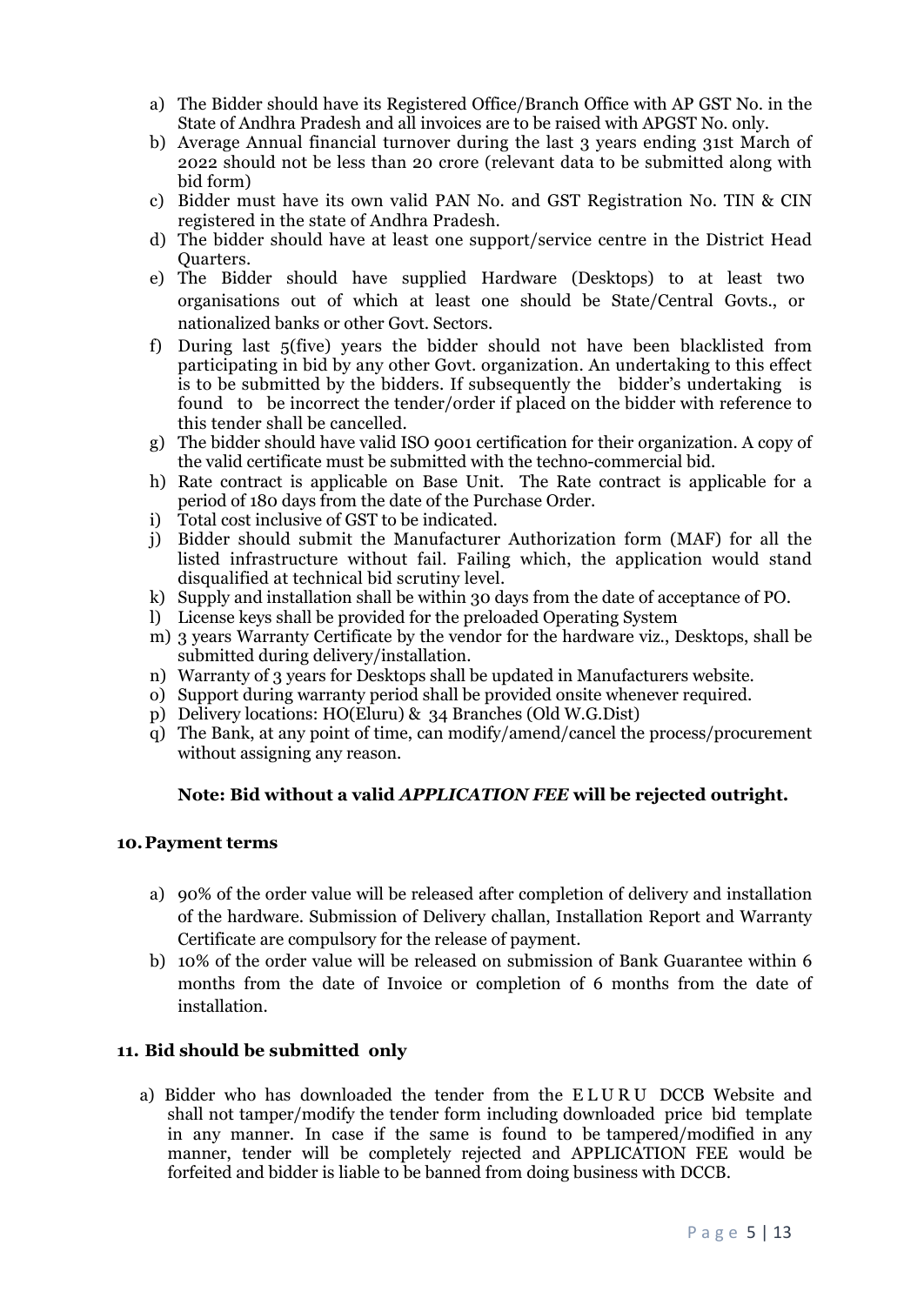a) The Bidder should have its Registered Office/Branch Office with AP GST No. in the State of Andhra Pradesh and all invoices are to be raised with APGST No. only.
b) Average Annual financial turnover during the last 3 years ending 31st March of 2022 should not be less than 20 crore (relevant data to be submitted along with bid form)
c) Bidder must have its own valid PAN No. and GST Registration No. TIN & CIN registered in the state of Andhra Pradesh.
d) The bidder should have at least one support/service centre in the District Head Quarters.
e) The Bidder should have supplied Hardware (Desktops) to at least two organisations out of which at least one should be State/Central Govts., or nationalized banks or other Govt. Sectors.
f) During last 5(five) years the bidder should not have been blacklisted from participating in bid by any other Govt. organization. An undertaking to this effect is to be submitted by the bidders. If subsequently the bidder's undertaking is found to be incorrect the tender/order if placed on the bidder with reference to this tender shall be cancelled.
g) The bidder should have valid ISO 9001 certification for their organization. A copy of the valid certificate must be submitted with the techno-commercial bid.
h) Rate contract is applicable on Base Unit. The Rate contract is applicable for a period of 180 days from the date of the Purchase Order.
i) Total cost inclusive of GST to be indicated.
j) Bidder should submit the Manufacturer Authorization form (MAF) for all the listed infrastructure without fail. Failing which, the application would stand disqualified at technical bid scrutiny level.
k) Supply and installation shall be within 30 days from the date of acceptance of PO.
l) License keys shall be provided for the preloaded Operating System
m) 3 years Warranty Certificate by the vendor for the hardware viz., Desktops, shall be submitted during delivery/installation.
n) Warranty of 3 years for Desktops shall be updated in Manufacturers website.
o) Support during warranty period shall be provided onsite whenever required.
p) Delivery locations: HO(Eluru) & 34 Branches (Old W.G.Dist)
q) The Bank, at any point of time, can modify/amend/cancel the process/procurement without assigning any reason.

**Note: Bid without a valid *APPLICATION FEE* will be rejected outright.**

## 10. Payment terms

a) 90% of the order value will be released after completion of delivery and installation of the hardware. Submission of Delivery challan, Installation Report and Warranty Certificate are compulsory for the release of payment.
b) 10% of the order value will be released on submission of Bank Guarantee within 6 months from the date of Invoice or completion of 6 months from the date of installation.

## 11. Bid should be submitted only

a) Bidder who has downloaded the tender from the ELURU DCCB Website and shall not tamper/modify the tender form including downloaded price bid template in any manner. In case if the same is found to be tampered/modified in any manner, tender will be completely rejected and APPLICATION FEE would be forfeited and bidder is liable to be banned from doing business with DCCB.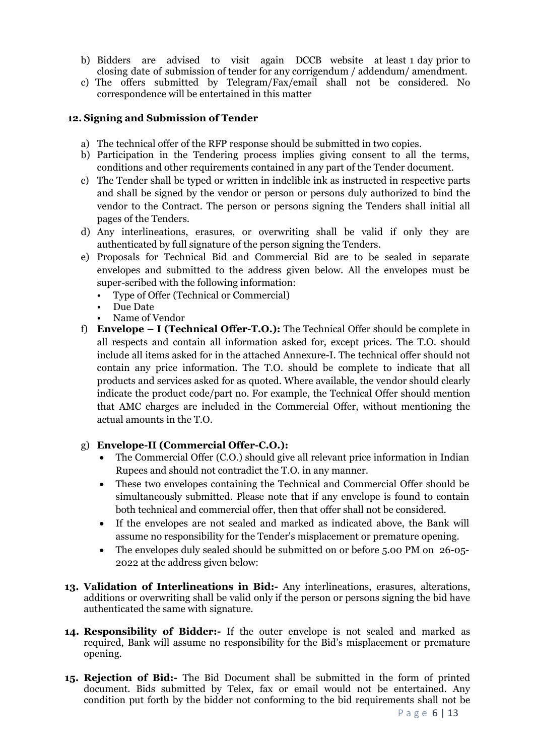b) Bidders are advised to visit again DCCB website at least 1 day prior to closing date of submission of tender for any corrigendum / addendum/ amendment.
c) The offers submitted by Telegram/Fax/email shall not be considered. No correspondence will be entertained in this matter

**12. Signing and Submission of Tender**

a) The technical offer of the RFP response should be submitted in two copies.
b) Participation in the Tendering process implies giving consent to all the terms, conditions and other requirements contained in any part of the Tender document.
c) The Tender shall be typed or written in indelible ink as instructed in respective parts and shall be signed by the vendor or person or persons duly authorized to bind the vendor to the Contract. The person or persons signing the Tenders shall initial all pages of the Tenders.
d) Any interlineations, erasures, or overwriting shall be valid if only they are authenticated by full signature of the person signing the Tenders.
e) Proposals for Technical Bid and Commercial Bid are to be sealed in separate envelopes and submitted to the address given below. All the envelopes must be super-scribed with the following information:
   - Type of Offer (Technical or Commercial)
   - Due Date
   - Name of Vendor
f) **Envelope – I (Technical Offer-T.O.):** The Technical Offer should be complete in all respects and contain all information asked for, except prices. The T.O. should include all items asked for in the attached Annexure-I. The technical offer should not contain any price information. The T.O. should be complete to indicate that all products and services asked for as quoted. Where available, the vendor should clearly indicate the product code/part no. For example, the Technical Offer should mention that AMC charges are included in the Commercial Offer, without mentioning the actual amounts in the T.O.

g) **Envelope-II (Commercial Offer-C.O.):**
   - The Commercial Offer (C.O.) should give all relevant price information in Indian Rupees and should not contradict the T.O. in any manner.
   - These two envelopes containing the Technical and Commercial Offer should be simultaneously submitted. Please note that if any envelope is found to contain both technical and commercial offer, then that offer shall not be considered.
   - If the envelopes are not sealed and marked as indicated above, the Bank will assume no responsibility for the Tender's misplacement or premature opening.
   - The envelopes duly sealed should be submitted on or before 5.00 PM on 26-05-2022 at the address given below:

**13. Validation of Interlineations in Bid:-** Any interlineations, erasures, alterations, additions or overwriting shall be valid only if the person or persons signing the bid have authenticated the same with signature.

**14. Responsibility of Bidder:-** If the outer envelope is not sealed and marked as required, Bank will assume no responsibility for the Bid's misplacement or premature opening.

**15. Rejection of Bid:-** The Bid Document shall be submitted in the form of printed document. Bids submitted by Telex, fax or email would not be entertained. Any condition put forth by the bidder not conforming to the bid requirements shall not be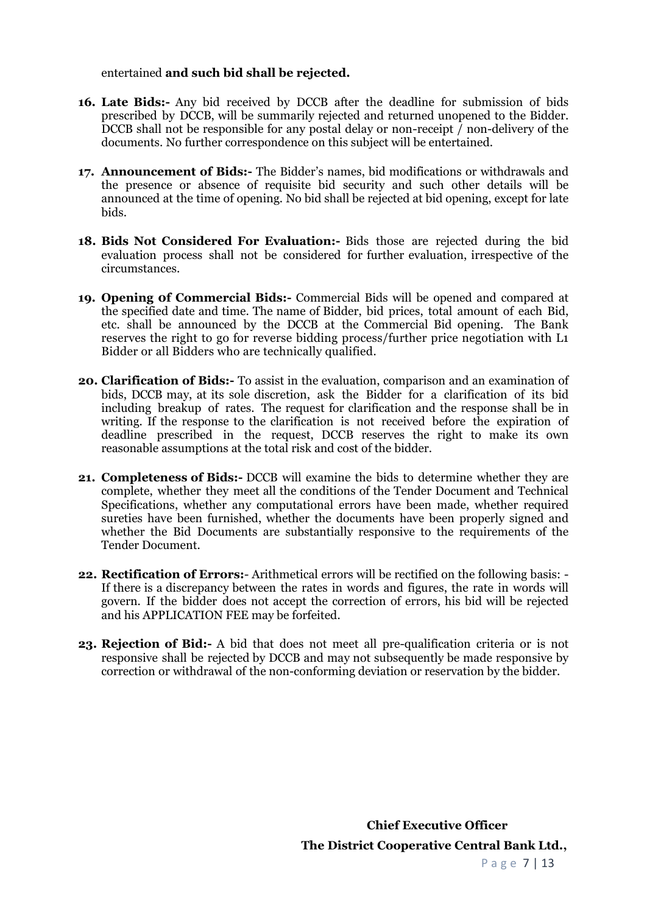entertained **and such bid shall be rejected.**

16. **Late Bids:-** Any bid received by DCCB after the deadline for submission of bids prescribed by DCCB, will be summarily rejected and returned unopened to the Bidder. DCCB shall not be responsible for any postal delay or non-receipt / non-delivery of the documents. No further correspondence on this subject will be entertained.

17. **Announcement of Bids:-** The Bidder's names, bid modifications or withdrawals and the presence or absence of requisite bid security and such other details will be announced at the time of opening. No bid shall be rejected at bid opening, except for late bids.

18. **Bids Not Considered For Evaluation:-** Bids those are rejected during the bid evaluation process shall not be considered for further evaluation, irrespective of the circumstances.

19. **Opening of Commercial Bids:-** Commercial Bids will be opened and compared at the specified date and time. The name of Bidder, bid prices, total amount of each Bid, etc. shall be announced by the DCCB at the Commercial Bid opening. The Bank reserves the right to go for reverse bidding process/further price negotiation with L1 Bidder or all Bidders who are technically qualified.

20. **Clarification of Bids:-** To assist in the evaluation, comparison and an examination of bids, DCCB may, at its sole discretion, ask the Bidder for a clarification of its bid including breakup of rates. The request for clarification and the response shall be in writing. If the response to the clarification is not received before the expiration of deadline prescribed in the request, DCCB reserves the right to make its own reasonable assumptions at the total risk and cost of the bidder.

21. **Completeness of Bids:-** DCCB will examine the bids to determine whether they are complete, whether they meet all the conditions of the Tender Document and Technical Specifications, whether any computational errors have been made, whether required sureties have been furnished, whether the documents have been properly signed and whether the Bid Documents are substantially responsive to the requirements of the Tender Document.

22. **Rectification of Errors:**- Arithmetical errors will be rectified on the following basis: - If there is a discrepancy between the rates in words and figures, the rate in words will govern. If the bidder does not accept the correction of errors, his bid will be rejected and his APPLICATION FEE may be forfeited.

23. **Rejection of Bid:-** A bid that does not meet all pre-qualification criteria or is not responsive shall be rejected by DCCB and may not subsequently be made responsive by correction or withdrawal of the non-conforming deviation or reservation by the bidder.

**Chief Executive Officer**

**The District Cooperative Central Bank Ltd.,**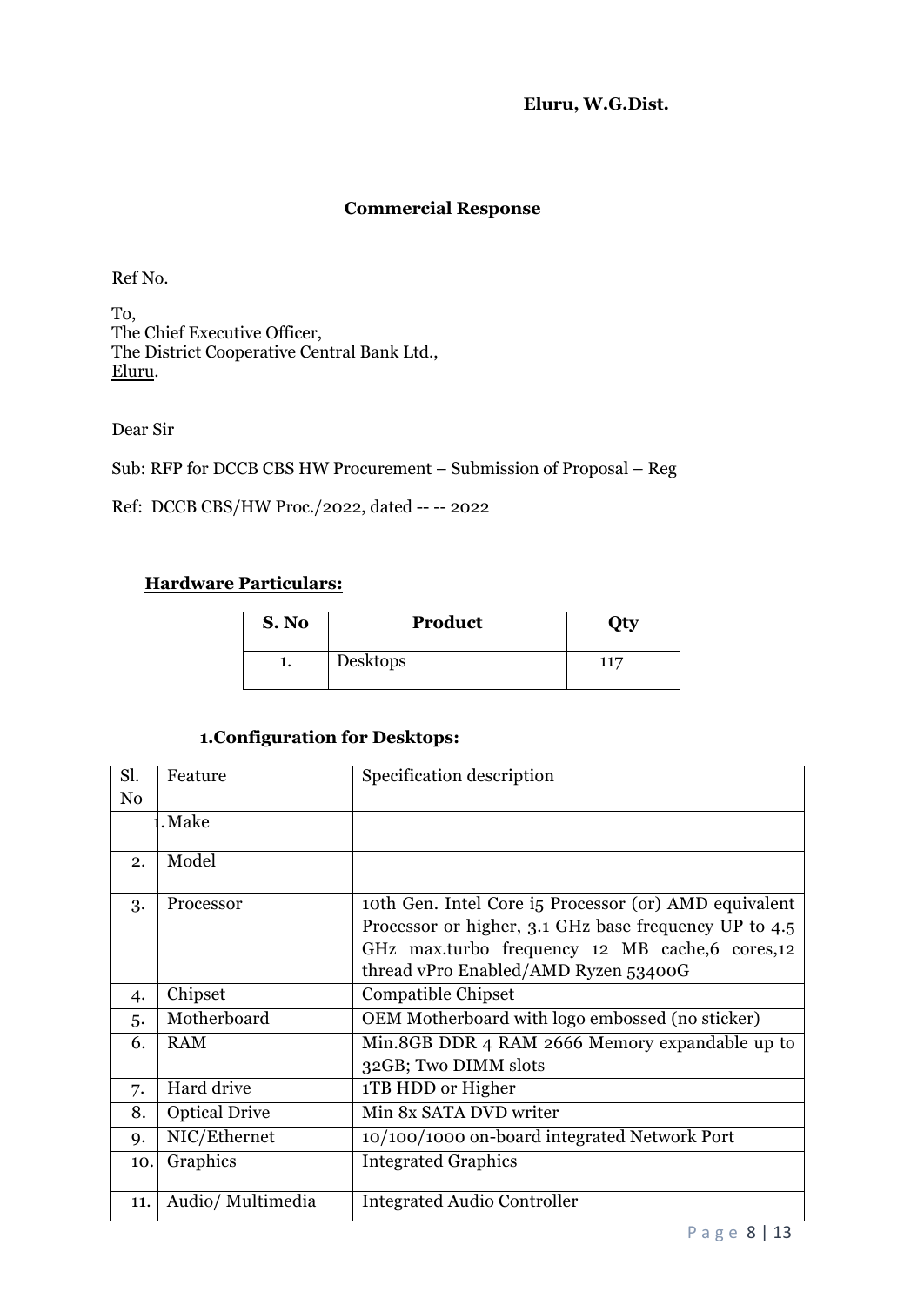**Eluru, W.G.Dist.**

**Commercial Response**

Ref No.

To,
The Chief Executive Officer,
The District Cooperative Central Bank Ltd.,
Eluru.

Dear Sir

Sub: RFP for DCCB CBS HW Procurement – Submission of Proposal – Reg

Ref: DCCB CBS/HW Proc./2022, dated -- -- 2022

**Hardware Particulars:**

| S. No | Product | Qty |
|---|---|---|
| 1. | Desktops | 117 |

**1.Configuration for Desktops:**

| Sl. No | Feature | Specification description |
|---|---|---|
| 1. | Make | |
| 2. | Model | |
| 3. | Processor | 10th Gen. Intel Core i5 Processor (or) AMD equivalent Processor or higher, 3.1 GHz base frequency UP to 4.5 GHz max.turbo frequency 12 MB cache,6 cores,12 thread vPro Enabled/AMD Ryzen 53400G |
| 4. | Chipset | Compatible Chipset |
| 5. | Motherboard | OEM Motherboard with logo embossed (no sticker) |
| 6. | RAM | Min.8GB DDR 4 RAM 2666 Memory expandable up to 32GB; Two DIMM slots |
| 7. | Hard drive | 1TB HDD or Higher |
| 8. | Optical Drive | Min 8x SATA DVD writer |
| 9. | NIC/Ethernet | 10/100/1000 on-board integrated Network Port |
| 10. | Graphics | Integrated Graphics |
| 11. | Audio/ Multimedia | Integrated Audio Controller |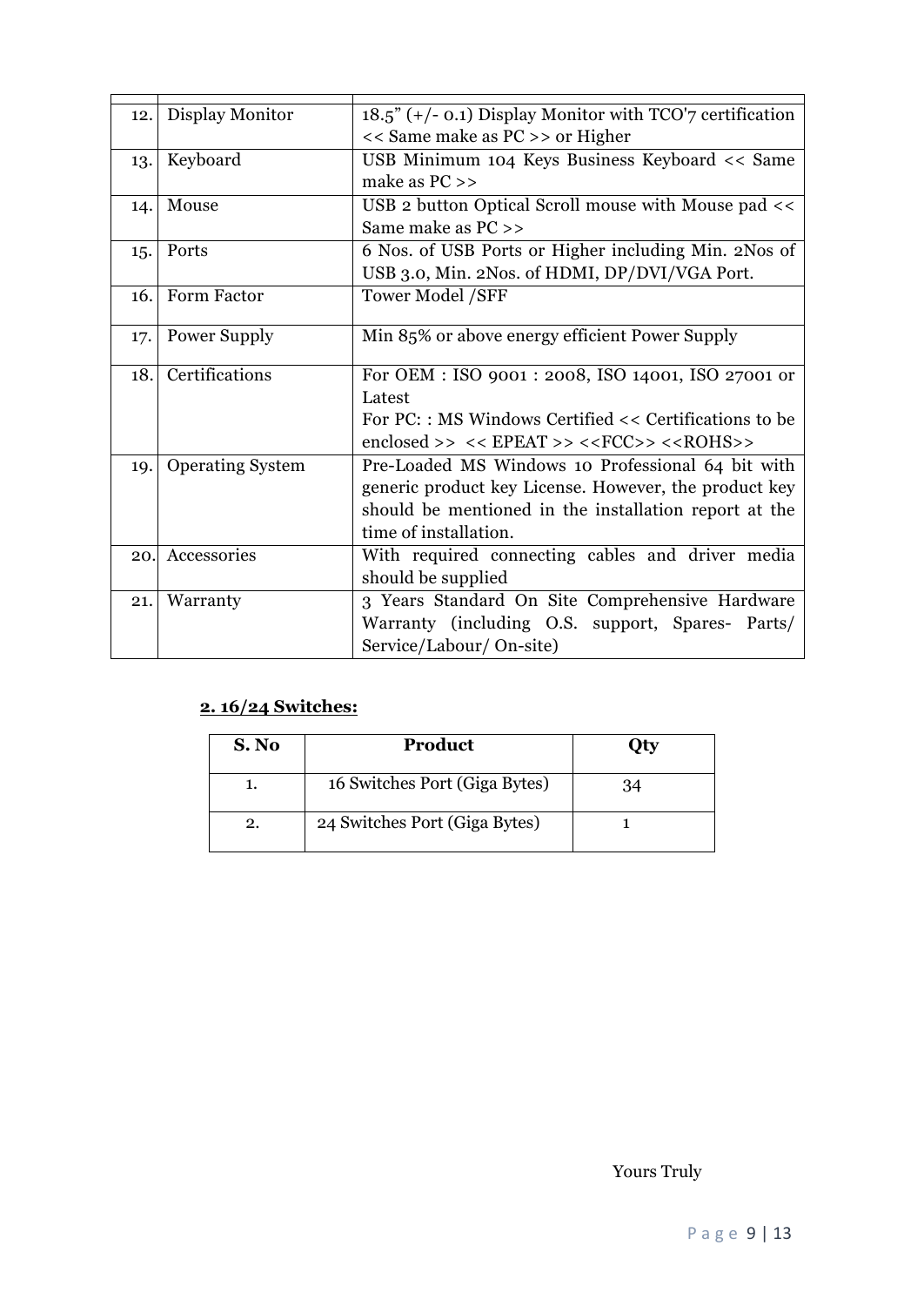| | | |
|---|---|---|
| 12. | Display Monitor | 18.5" (+/- 0.1) Display Monitor with TCO'7 certification << Same make as PC >> or Higher |
| 13. | Keyboard | USB Minimum 104 Keys Business Keyboard << Same make as PC >> |
| 14. | Mouse | USB 2 button Optical Scroll mouse with Mouse pad << Same make as PC >> |
| 15. | Ports | 6 Nos. of USB Ports or Higher including Min. 2Nos of USB 3.0, Min. 2Nos. of HDMI, DP/DVI/VGA Port. |
| 16. | Form Factor | Tower Model /SFF |
| 17. | Power Supply | Min 85% or above energy efficient Power Supply |
| 18. | Certifications | For OEM : ISO 9001 : 2008, ISO 14001, ISO 27001 or Latest<br>For PC: : MS Windows Certified << Certifications to be enclosed >> << EPEAT >> <<FCC>> <<ROHS>> |
| 19. | Operating System | Pre-Loaded MS Windows 10 Professional 64 bit with generic product key License. However, the product key should be mentioned in the installation report at the time of installation. |
| 20. | Accessories | With required connecting cables and driver media should be supplied |
| 21. | Warranty | 3 Years Standard On Site Comprehensive Hardware Warranty (including O.S. support, Spares- Parts/ Service/Labour/ On-site) |

**2. 16/24 Switches:**

| S. No | Product | Qty |
|---|---|---|
| 1. | 16 Switches Port (Giga Bytes) | 34 |
| 2. | 24 Switches Port (Giga Bytes) | 1 |

Yours Truly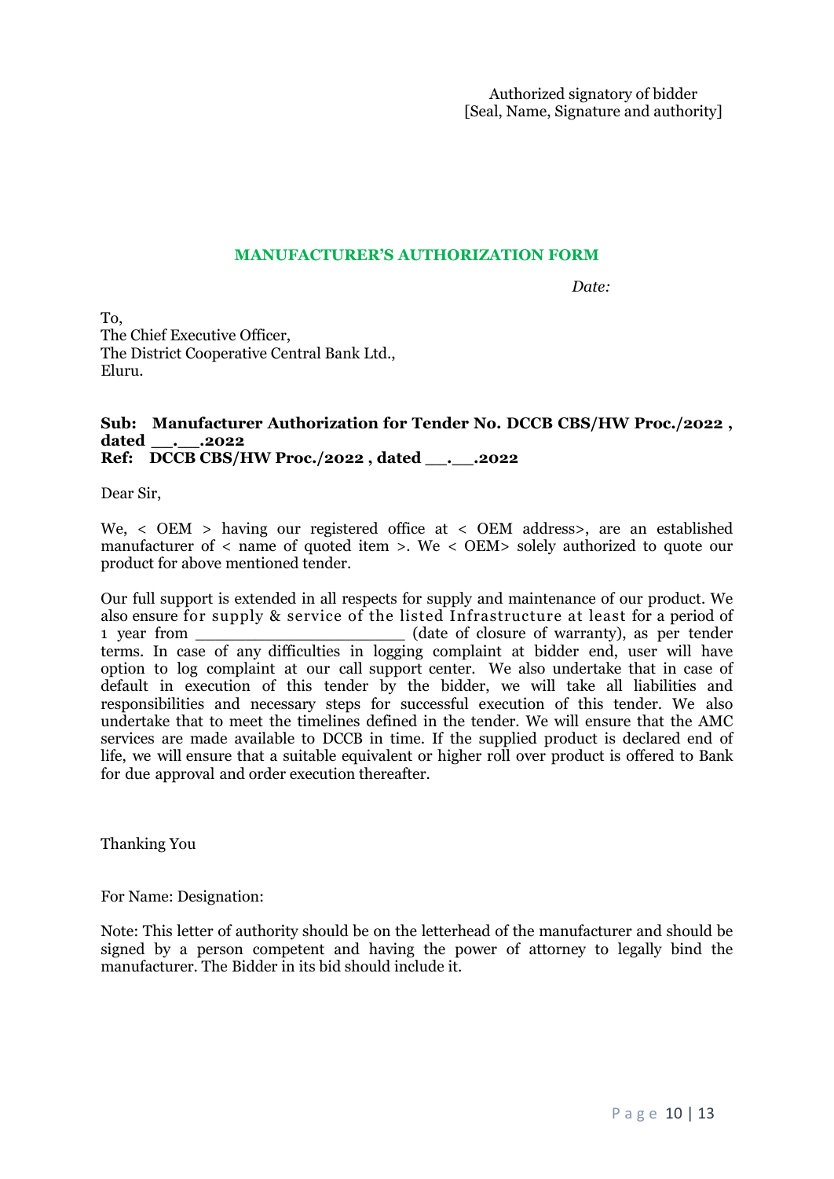Authorized signatory of bidder
[Seal, Name, Signature and authority]

## MANUFACTURER'S AUTHORIZATION FORM

*Date:*

To,
The Chief Executive Officer,
The District Cooperative Central Bank Ltd.,
Eluru.

**Sub: Manufacturer Authorization for Tender No. DCCB CBS/HW Proc./2022 , dated __.__.2022**
**Ref: DCCB CBS/HW Proc./2022 , dated __.__.2022**

Dear Sir,

We, < OEM > having our registered office at < OEM address>, are an established manufacturer of < name of quoted item >. We < OEM> solely authorized to quote our product for above mentioned tender.

Our full support is extended in all respects for supply and maintenance of our product. We also ensure for supply & service of the listed Infrastructure at least for a period of 1 year from _____________________ (date of closure of warranty), as per tender terms. In case of any difficulties in logging complaint at bidder end, user will have option to log complaint at our call support center. We also undertake that in case of default in execution of this tender by the bidder, we will take all liabilities and responsibilities and necessary steps for successful execution of this tender. We also undertake that to meet the timelines defined in the tender. We will ensure that the AMC services are made available to DCCB in time. If the supplied product is declared end of life, we will ensure that a suitable equivalent or higher roll over product is offered to Bank for due approval and order execution thereafter.

Thanking You

For Name: Designation:

Note: This letter of authority should be on the letterhead of the manufacturer and should be signed by a person competent and having the power of attorney to legally bind the manufacturer. The Bidder in its bid should include it.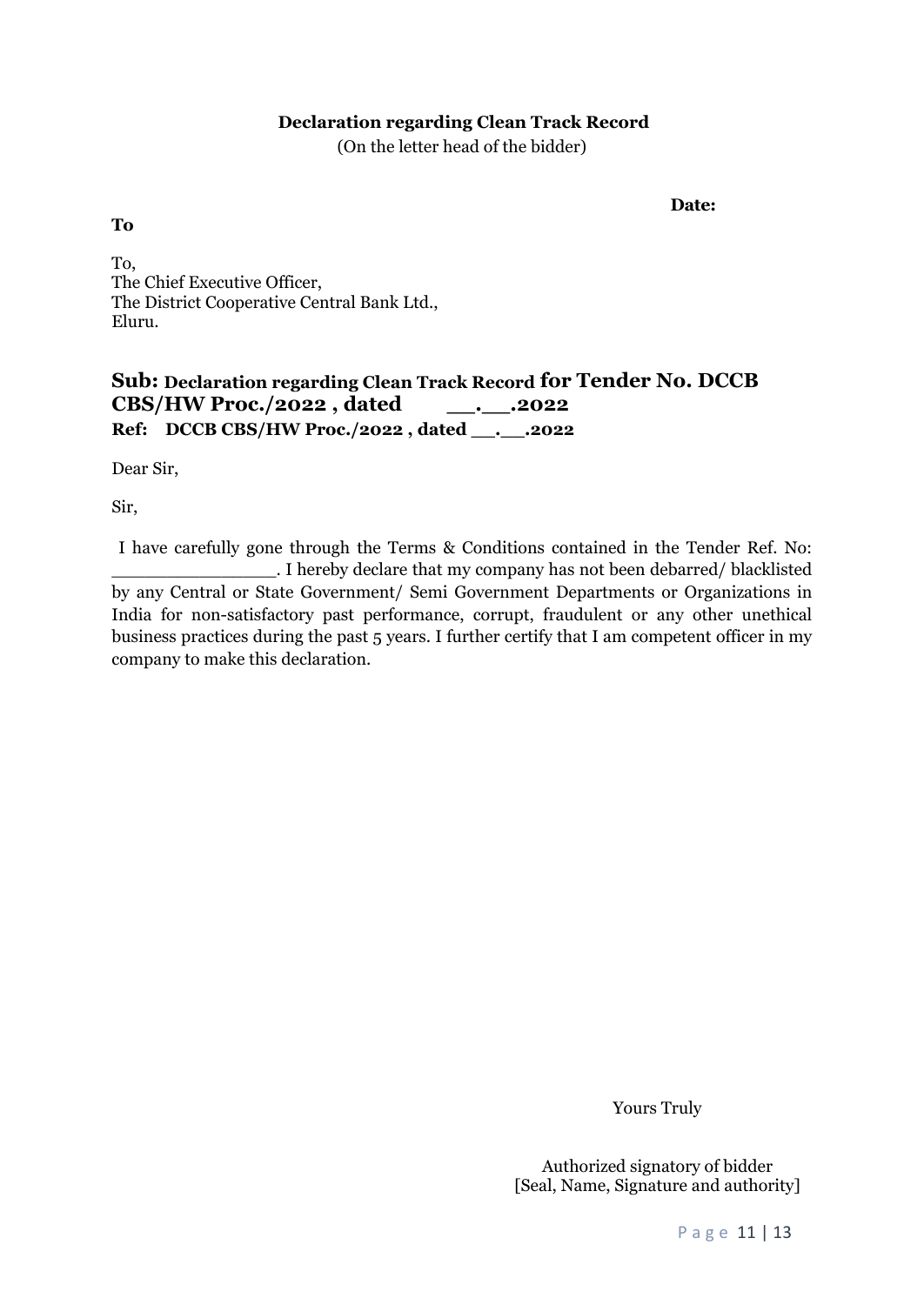**Declaration regarding Clean Track Record**

(On the letter head of the bidder)

**Date:**

**To**

To,
The Chief Executive Officer,
The District Cooperative Central Bank Ltd.,
Eluru.

**Sub: Declaration regarding Clean Track Record for Tender No. DCCB CBS/HW Proc./2022 , dated \_\_.\_\_.2022**

**Ref: DCCB CBS/HW Proc./2022 , dated \_\_.\_\_.2022**

Dear Sir,

Sir,

I have carefully gone through the Terms & Conditions contained in the Tender Ref. No: \_\_\_\_\_\_\_\_\_\_\_\_\_\_\_. I hereby declare that my company has not been debarred/ blacklisted by any Central or State Government/ Semi Government Departments or Organizations in India for non-satisfactory past performance, corrupt, fraudulent or any other unethical business practices during the past 5 years. I further certify that I am competent officer in my company to make this declaration.

Yours Truly

Authorized signatory of bidder
[Seal, Name, Signature and authority]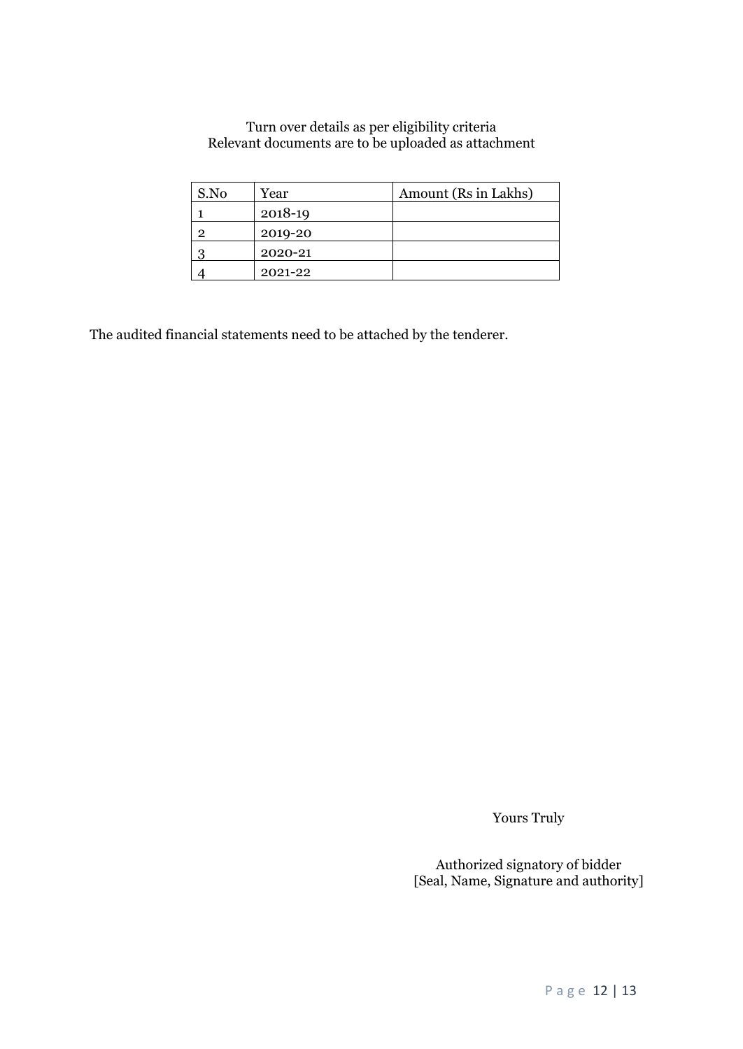Turn over details as per eligibility criteria
Relevant documents are to be uploaded as attachment

| S.No | Year | Amount (Rs in Lakhs) |
|---|---|---|
| 1 | 2018-19 | |
| 2 | 2019-20 | |
| 3 | 2020-21 | |
| 4 | 2021-22 | |

The audited financial statements need to be attached by the tenderer.

Yours Truly

Authorized signatory of bidder
[Seal, Name, Signature and authority]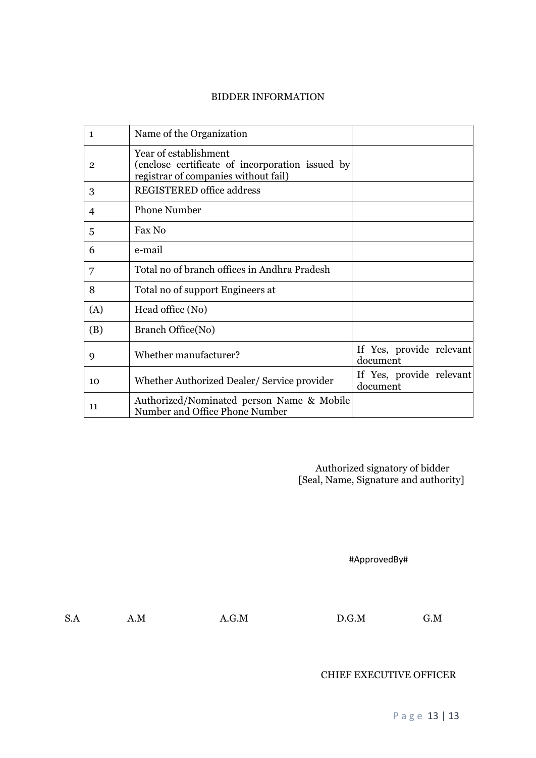## BIDDER INFORMATION

| | | |
|---|---|---|
| 1 | Name of the Organization | |
| 2 | Year of establishment (enclose certificate of incorporation issued by registrar of companies without fail) | |
| 3 | REGISTERED office address | |
| 4 | Phone Number | |
| 5 | Fax No | |
| 6 | e-mail | |
| 7 | Total no of branch offices in Andhra Pradesh | |
| 8 | Total no of support Engineers at | |
| (A) | Head office (No) | |
| (B) | Branch Office(No) | |
| 9 | Whether manufacturer? | If Yes, provide relevant document |
| 10 | Whether Authorized Dealer/ Service provider | If Yes, provide relevant document |
| 11 | Authorized/Nominated person Name & Mobile Number and Office Phone Number | |

Authorized signatory of bidder
[Seal, Name, Signature and authority]

#ApprovedBy#

S.A A.M A.G.M D.G.M G.M

CHIEF EXECUTIVE OFFICER